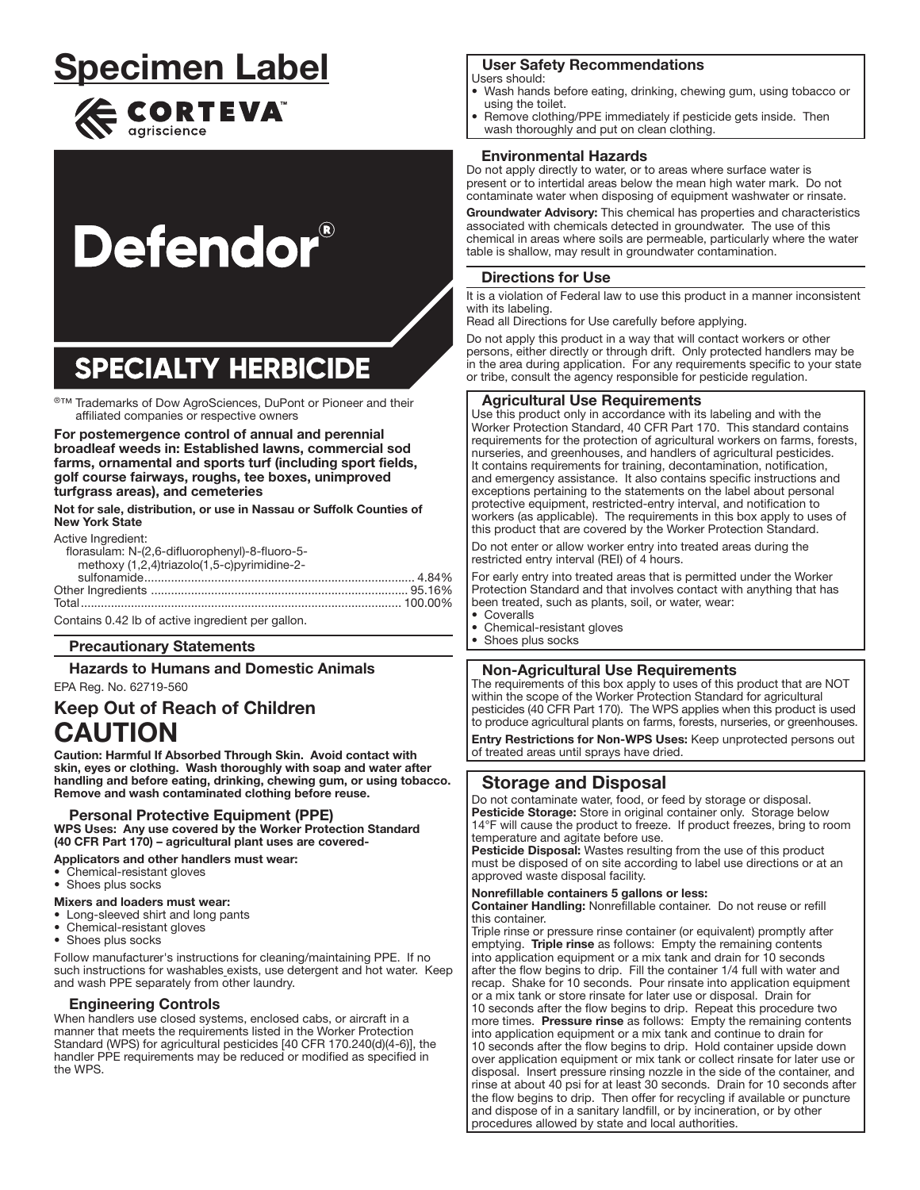# Specimen Label

CORTEVA™ agriscience

# Defendor®

## SPECIALTY HERBICIDE

®™ Trademarks of Dow AgroSciences, DuPont or Pioneer and their affiliated companies or respective owners

**For postemergence control of annual and perennial broadleaf weeds in: Established lawns, commercial sod farms, ornamental and sports turf (including sport fields, golf course fairways, roughs, tee boxes, unimproved turfgrass areas), and cemeteries**

**Not for sale, distribution, or use in Nassau or Suffolk Counties of New York State**

Active Ingredient:
florasulam: N-(2,6-difluorophenyl)-8-fluoro-5-methoxy (1,2,4)triazolo(1,5-c)pyrimidine-2-sulfonamide ........ 4.84%
Other Ingredients ........ 95.16%
Total ........ 100.00%

Contains 0.42 lb of active ingredient per gallon.

### Precautionary Statements

#### Hazards to Humans and Domestic Animals

EPA Reg. No. 62719-560

## Keep Out of Reach of Children

# CAUTION

**Caution: Harmful If Absorbed Through Skin. Avoid contact with skin, eyes or clothing. Wash thoroughly with soap and water after handling and before eating, drinking, chewing gum, or using tobacco. Remove and wash contaminated clothing before reuse.**

#### Personal Protective Equipment (PPE)

**WPS Uses: Any use covered by the Worker Protection Standard (40 CFR Part 170) – agricultural plant uses are covered-**

**Applicators and other handlers must wear:**
- Chemical-resistant gloves
- Shoes plus socks

**Mixers and loaders must wear:**
- Long-sleeved shirt and long pants
- Chemical-resistant gloves
- Shoes plus socks

Follow manufacturer's instructions for cleaning/maintaining PPE. If no such instructions for washables exists, use detergent and hot water. Keep and wash PPE separately from other laundry.

#### Engineering Controls

When handlers use closed systems, enclosed cabs, or aircraft in a manner that meets the requirements listed in the Worker Protection Standard (WPS) for agricultural pesticides [40 CFR 170.240(d)(4-6)], the handler PPE requirements may be reduced or modified as specified in the WPS.

#### User Safety Recommendations

Users should:
- Wash hands before eating, drinking, chewing gum, using tobacco or using the toilet.
- Remove clothing/PPE immediately if pesticide gets inside. Then wash thoroughly and put on clean clothing.

#### Environmental Hazards

Do not apply directly to water, or to areas where surface water is present or to intertidal areas below the mean high water mark. Do not contaminate water when disposing of equipment washwater or rinsate.

**Groundwater Advisory:** This chemical has properties and characteristics associated with chemicals detected in groundwater. The use of this chemical in areas where soils are permeable, particularly where the water table is shallow, may result in groundwater contamination.

### Directions for Use

It is a violation of Federal law to use this product in a manner inconsistent with its labeling.
Read all Directions for Use carefully before applying.

Do not apply this product in a way that will contact workers or other persons, either directly or through drift. Only protected handlers may be in the area during application. For any requirements specific to your state or tribe, consult the agency responsible for pesticide regulation.

#### Agricultural Use Requirements

Use this product only in accordance with its labeling and with the Worker Protection Standard, 40 CFR Part 170. This standard contains requirements for the protection of agricultural workers on farms, forests, nurseries, and greenhouses, and handlers of agricultural pesticides. It contains requirements for training, decontamination, notification, and emergency assistance. It also contains specific instructions and exceptions pertaining to the statements on the label about personal protective equipment, restricted-entry interval, and notification to workers (as applicable). The requirements in this box apply to uses of this product that are covered by the Worker Protection Standard.

Do not enter or allow worker entry into treated areas during the restricted entry interval (REI) of 4 hours.

For early entry into treated areas that is permitted under the Worker Protection Standard and that involves contact with anything that has been treated, such as plants, soil, or water, wear:
- Coveralls
- Chemical-resistant gloves
- Shoes plus socks

#### Non-Agricultural Use Requirements

The requirements of this box apply to uses of this product that are NOT within the scope of the Worker Protection Standard for agricultural pesticides (40 CFR Part 170). The WPS applies when this product is used to produce agricultural plants on farms, forests, nurseries, or greenhouses.

**Entry Restrictions for Non-WPS Uses:** Keep unprotected persons out of treated areas until sprays have dried.

### Storage and Disposal

Do not contaminate water, food, or feed by storage or disposal.
**Pesticide Storage:** Store in original container only. Storage below 14°F will cause the product to freeze. If product freezes, bring to room temperature and agitate before use.
**Pesticide Disposal:** Wastes resulting from the use of this product must be disposed of on site according to label use directions or at an approved waste disposal facility.

**Nonrefillable containers 5 gallons or less:**
**Container Handling:** Nonrefillable container. Do not reuse or refill this container.
Triple rinse or pressure rinse container (or equivalent) promptly after emptying. **Triple rinse** as follows: Empty the remaining contents into application equipment or a mix tank and drain for 10 seconds after the flow begins to drip. Fill the container 1/4 full with water and recap. Shake for 10 seconds. Pour rinsate into application equipment or a mix tank or store rinsate for later use or disposal. Drain for 10 seconds after the flow begins to drip. Repeat this procedure two more times. **Pressure rinse** as follows: Empty the remaining contents into application equipment or a mix tank and continue to drain for 10 seconds after the flow begins to drip. Hold container upside down over application equipment or mix tank or collect rinsate for later use or disposal. Insert pressure rinsing nozzle in the side of the container, and rinse at about 40 psi for at least 30 seconds. Drain for 10 seconds after the flow begins to drip. Then offer for recycling if available or puncture and dispose of in a sanitary landfill, or by incineration, or by other procedures allowed by state and local authorities.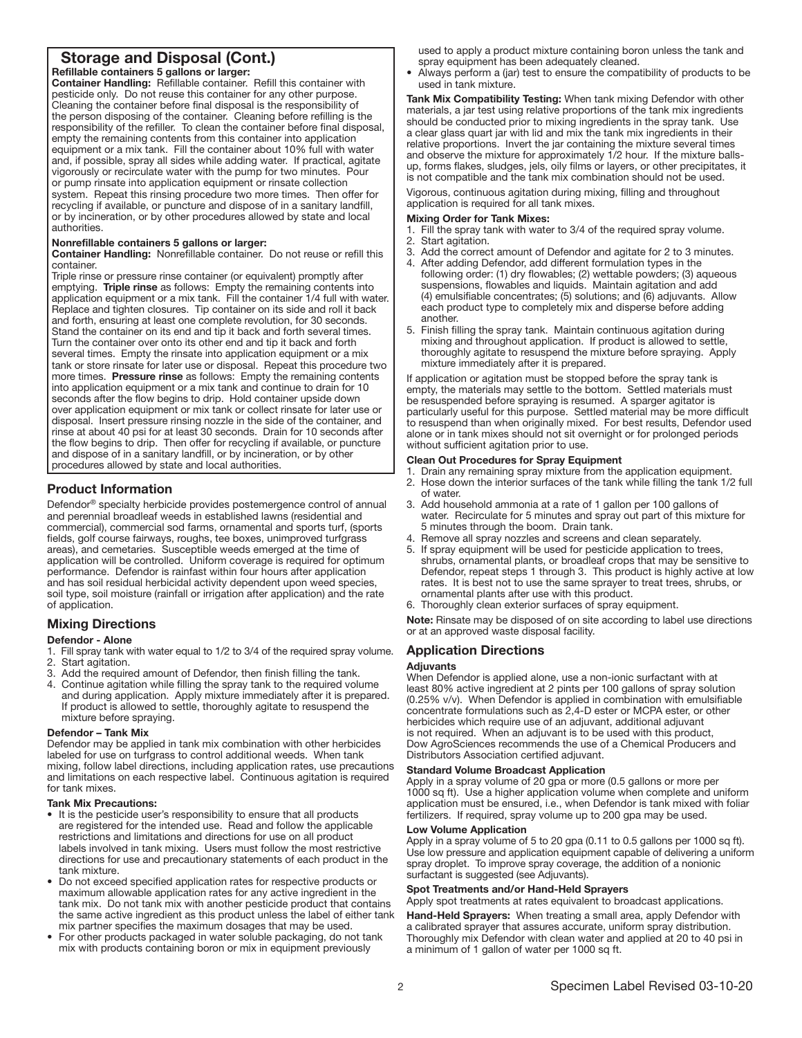## Storage and Disposal (Cont.)

**Refillable containers 5 gallons or larger:**

**Container Handling:** Refillable container. Refill this container with pesticide only. Do not reuse this container for any other purpose. Cleaning the container before final disposal is the responsibility of the person disposing of the container. Cleaning before refilling is the responsibility of the refiller. To clean the container before final disposal, empty the remaining contents from this container into application equipment or a mix tank. Fill the container about 10% full with water and, if possible, spray all sides while adding water. If practical, agitate vigorously or recirculate water with the pump for two minutes. Pour or pump rinsate into application equipment or rinsate collection system. Repeat this rinsing procedure two more times. Then offer for recycling if available, or puncture and dispose of in a sanitary landfill, or by incineration, or by other procedures allowed by state and local authorities.

**Nonrefillable containers 5 gallons or larger:**

**Container Handling:** Nonrefillable container. Do not reuse or refill this container.

Triple rinse or pressure rinse container (or equivalent) promptly after emptying. **Triple rinse** as follows: Empty the remaining contents into application equipment or a mix tank. Fill the container 1/4 full with water. Replace and tighten closures. Tip container on its side and roll it back and forth, ensuring at least one complete revolution, for 30 seconds. Stand the container on its end and tip it back and forth several times. Turn the container over onto its other end and tip it back and forth several times. Empty the rinsate into application equipment or a mix tank or store rinsate for later use or disposal. Repeat this procedure two more times. **Pressure rinse** as follows: Empty the remaining contents into application equipment or a mix tank and continue to drain for 10 seconds after the flow begins to drip. Hold container upside down over application equipment or mix tank or collect rinsate for later use or disposal. Insert pressure rinsing nozzle in the side of the container, and rinse at about 40 psi for at least 30 seconds. Drain for 10 seconds after the flow begins to drip. Then offer for recycling if available, or puncture and dispose of in a sanitary landfill, or by incineration, or by other procedures allowed by state and local authorities.

## Product Information

Defendor® specialty herbicide provides postemergence control of annual and perennial broadleaf weeds in established lawns (residential and commercial), commercial sod farms, ornamental and sports turf, (sports fields, golf course fairways, roughs, tee boxes, unimproved turfgrass areas), and cemeteries. Susceptible weeds emerged at the time of application will be controlled. Uniform coverage is required for optimum performance. Defendor is rainfast within four hours after application and has soil residual herbicidal activity dependent upon weed species, soil type, soil moisture (rainfall or irrigation after application) and the rate of application.

## Mixing Directions

### Defendor - Alone

1. Fill spray tank with water equal to 1/2 to 3/4 of the required spray volume.
2. Start agitation.
3. Add the required amount of Defendor, then finish filling the tank.
4. Continue agitation while filling the spray tank to the required volume and during application. Apply mixture immediately after it is prepared. If product is allowed to settle, thoroughly agitate to resuspend the mixture before spraying.

### Defendor – Tank Mix

Defendor may be applied in tank mix combination with other herbicides labeled for use on turfgrass to control additional weeds. When tank mixing, follow label directions, including application rates, use precautions and limitations on each respective label. Continuous agitation is required for tank mixes.

**Tank Mix Precautions:**

- It is the pesticide user's responsibility to ensure that all products are registered for the intended use. Read and follow the applicable restrictions and limitations and directions for use on all product labels involved in tank mixing. Users must follow the most restrictive directions for use and precautionary statements of each product in the tank mixture.
- Do not exceed specified application rates for respective products or maximum allowable application rates for any active ingredient in the tank mix. Do not tank mix with another pesticide product that contains the same active ingredient as this product unless the label of either tank mix partner specifies the maximum dosages that may be used.
- For other products packaged in water soluble packaging, do not tank mix with products containing boron or mix in equipment previously used to apply a product mixture containing boron unless the tank and spray equipment has been adequately cleaned.
- Always perform a (jar) test to ensure the compatibility of products to be used in tank mixture.

**Tank Mix Compatibility Testing:** When tank mixing Defendor with other materials, a jar test using relative proportions of the tank mix ingredients should be conducted prior to mixing ingredients in the spray tank. Use a clear glass quart jar with lid and mix the tank mix ingredients in their relative proportions. Invert the jar containing the mixture several times and observe the mixture for approximately 1/2 hour. If the mixture balls-up, forms flakes, sludges, jels, oily films or layers, or other precipitates, it is not compatible and the tank mix combination should not be used.

Vigorous, continuous agitation during mixing, filling and throughout application is required for all tank mixes.

**Mixing Order for Tank Mixes:**

1. Fill the spray tank with water to 3/4 of the required spray volume.
2. Start agitation.
3. Add the correct amount of Defendor and agitate for 2 to 3 minutes.
4. After adding Defendor, add different formulation types in the following order: (1) dry flowables; (2) wettable powders; (3) aqueous suspensions, flowables and liquids. Maintain agitation and add (4) emulsifiable concentrates; (5) solutions; and (6) adjuvants. Allow each product type to completely mix and disperse before adding another.
5. Finish filling the spray tank. Maintain continuous agitation during mixing and throughout application. If product is allowed to settle, thoroughly agitate to resuspend the mixture before spraying. Apply mixture immediately after it is prepared.

If application or agitation must be stopped before the spray tank is empty, the materials may settle to the bottom. Settled materials must be resuspended before spraying is resumed. A sparger agitator is particularly useful for this purpose. Settled material may be more difficult to resuspend than when originally mixed. For best results, Defendor used alone or in tank mixes should not sit overnight or for prolonged periods without sufficient agitation prior to use.

**Clean Out Procedures for Spray Equipment**

1. Drain any remaining spray mixture from the application equipment.
2. Hose down the interior surfaces of the tank while filling the tank 1/2 full of water.
3. Add household ammonia at a rate of 1 gallon per 100 gallons of water. Recirculate for 5 minutes and spray out part of this mixture for 5 minutes through the boom. Drain tank.
4. Remove all spray nozzles and screens and clean separately.
5. If spray equipment will be used for pesticide application to trees, shrubs, ornamental plants, or broadleaf crops that may be sensitive to Defendor, repeat steps 1 through 3. This product is highly active at low rates. It is best not to use the same sprayer to treat trees, shrubs, or ornamental plants after use with this product.
6. Thoroughly clean exterior surfaces of spray equipment.

**Note:** Rinsate may be disposed of on site according to label use directions or at an approved waste disposal facility.

## Application Directions

### Adjuvants

When Defendor is applied alone, use a non-ionic surfactant with at least 80% active ingredient at 2 pints per 100 gallons of spray solution (0.25% v/v). When Defendor is applied in combination with emulsifiable concentrate formulations such as 2,4-D ester or MCPA ester, or other herbicides which require use of an adjuvant, additional adjuvant is not required. When an adjuvant is to be used with this product, Dow AgroSciences recommends the use of a Chemical Producers and Distributors Association certified adjuvant.

### Standard Volume Broadcast Application

Apply in a spray volume of 20 gpa or more (0.5 gallons or more per 1000 sq ft). Use a higher application volume when complete and uniform application must be ensured, i.e., when Defendor is tank mixed with foliar fertilizers. If required, spray volume up to 200 gpa may be used.

### Low Volume Application

Apply in a spray volume of 5 to 20 gpa (0.11 to 0.5 gallons per 1000 sq ft). Use low pressure and application equipment capable of delivering a uniform spray droplet. To improve spray coverage, the addition of a nonionic surfactant is suggested (see Adjuvants).

### Spot Treatments and/or Hand-Held Sprayers

Apply spot treatments at rates equivalent to broadcast applications.

**Hand-Held Sprayers:** When treating a small area, apply Defendor with a calibrated sprayer that assures accurate, uniform spray distribution. Thoroughly mix Defendor with clean water and applied at 20 to 40 psi in a minimum of 1 gallon of water per 1000 sq ft.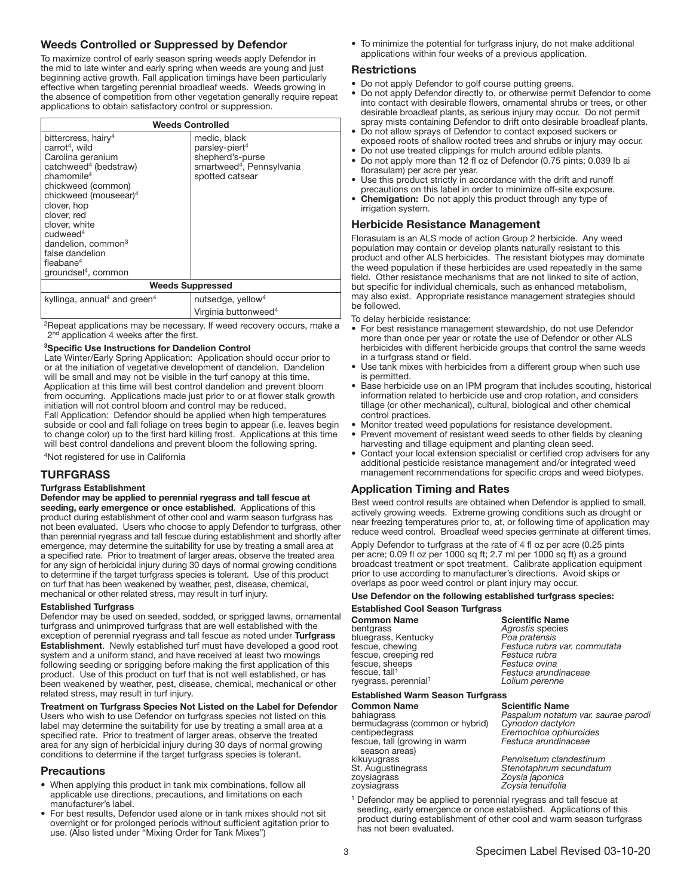## Weeds Controlled or Suppressed by Defendor

To maximize control of early season spring weeds apply Defendor in the mid to late winter and early spring when weeds are young and just beginning active growth. Fall application timings have been particularly effective when targeting perennial broadleaf weeds. Weeds growing in the absence of competition from other vegetation generally require repeat applications to obtain satisfactory control or suppression.

| Weeds Controlled | |
|---|---|
| bittercress, hairy[4]<br>carrot[4], wild<br>Carolina geranium<br>catchweed[4] (bedstraw)<br>chamomile[4]<br>chickweed (common)<br>chickweed (mouseear)[4]<br>clover, hop<br>clover, red<br>clover, white<br>cudweed[4]<br>dandelion, common[3]<br>false dandelion<br>fleabane[4]<br>groundsel[4], common | medic, black<br>parsley-piert[4]<br>shepherd's-purse<br>smartweed[4], Pennsylvania<br>spotted catsear |
| **Weeds Suppressed** | |
| kyllinga, annual[4] and green[4] | nutsedge, yellow[4]<br>Virginia buttonweed[4] |

[2]Repeat applications may be necessary. If weed recovery occurs, make a 2[nd] application 4 weeks after the first.

**[3]Specific Use Instructions for Dandelion Control**

Late Winter/Early Spring Application: Application should occur prior to or at the initiation of vegetative development of dandelion. Dandelion will be small and may not be visible in the turf canopy at this time. Application at this time will best control dandelion and prevent bloom from occurring. Applications made just prior to or at flower stalk growth initiation will not control bloom and control may be reduced.
Fall Application: Defendor should be applied when high temperatures subside or cool and fall foliage on trees begin to appear (i.e. leaves begin to change color) up to the first hard killing frost. Applications at this time will best control dandelions and prevent bloom the following spring.

[4]Not registered for use in California

## TURFGRASS

**Turfgrass Establishment**

**Defendor may be applied to perennial ryegrass and tall fescue at seeding, early emergence or once established**. Applications of this product during establishment of other cool and warm season turfgrass has not been evaluated. Users who choose to apply Defendor to turfgrass, other than perennial ryegrass and tall fescue during establishment and shortly after emergence, may determine the suitability for use by treating a small area at a specified rate. Prior to treatment of larger areas, observe the treated area for any sign of herbicidal injury during 30 days of normal growing conditions to determine if the target turfgrass species is tolerant. Use of this product on turf that has been weakened by weather, pest, disease, chemical, mechanical or other related stress, may result in turf injury.

**Established Turfgrass**

Defendor may be used on seeded, sodded, or sprigged lawns, ornamental turfgrass and unimproved turfgrass that are well established with the exception of perennial ryegrass and tall fescue as noted under **Turfgrass Establishment**. Newly established turf must have developed a good root system and a uniform stand, and have received at least two mowings following seeding or sprigging before making the first application of this product. Use of this product on turf that is not well established, or has been weakened by weather, pest, disease, chemical, mechanical or other related stress, may result in turf injury.

**Treatment on Turfgrass Species Not Listed on the Label for Defendor**

Users who wish to use Defendor on turfgrass species not listed on this label may determine the suitability for use by treating a small area at a specified rate. Prior to treatment of larger areas, observe the treated area for any sign of herbicidal injury during 30 days of normal growing conditions to determine if the target turfgrass species is tolerant.

### Precautions

- When applying this product in tank mix combinations, follow all applicable use directions, precautions, and limitations on each manufacturer's label.
- For best results, Defendor used alone or in tank mixes should not sit overnight or for prolonged periods without sufficient agitation prior to use. (Also listed under "Mixing Order for Tank Mixes")
- To minimize the potential for turfgrass injury, do not make additional applications within four weeks of a previous application.

### Restrictions

- Do not apply Defendor to golf course putting greens.
- Do not apply Defendor directly to, or otherwise permit Defendor to come into contact with desirable flowers, ornamental shrubs or trees, or other desirable broadleaf plants, as serious injury may occur. Do not permit spray mists containing Defendor to drift onto desirable broadleaf plants.
- Do not allow sprays of Defendor to contact exposed suckers or exposed roots of shallow rooted trees and shrubs or injury may occur.
- Do not use treated clippings for mulch around edible plants.
- Do not apply more than 12 fl oz of Defendor (0.75 pints; 0.039 lb ai florasulam) per acre per year.
- Use this product strictly in accordance with the drift and runoff precautions on this label in order to minimize off-site exposure.
- **Chemigation:** Do not apply this product through any type of irrigation system.

### Herbicide Resistance Management

Florasulam is an ALS mode of action Group 2 herbicide. Any weed population may contain or develop plants naturally resistant to this product and other ALS herbicides. The resistant biotypes may dominate the weed population if these herbicides are used repeatedly in the same field. Other resistance mechanisms that are not linked to site of action, but specific for individual chemicals, such as enhanced metabolism, may also exist. Appropriate resistance management strategies should be followed.

To delay herbicide resistance:

- For best resistance management stewardship, do not use Defendor more than once per year or rotate the use of Defendor or other ALS herbicides with different herbicide groups that control the same weeds in a turfgrass stand or field.
- Use tank mixes with herbicides from a different group when such use is permitted.
- Base herbicide use on an IPM program that includes scouting, historical information related to herbicide use and crop rotation, and considers tillage (or other mechanical), cultural, biological and other chemical control practices.
- Monitor treated weed populations for resistance development.
- Prevent movement of resistant weed seeds to other fields by cleaning harvesting and tillage equipment and planting clean seed.
- Contact your local extension specialist or certified crop advisers for any additional pesticide resistance management and/or integrated weed management recommendations for specific crops and weed biotypes.

### Application Timing and Rates

Best weed control results are obtained when Defendor is applied to small, actively growing weeds. Extreme growing conditions such as drought or near freezing temperatures prior to, at, or following time of application may reduce weed control. Broadleaf weed species germinate at different times.

Apply Defendor to turfgrass at the rate of 4 fl oz per acre (0.25 pints per acre; 0.09 fl oz per 1000 sq ft; 2.7 ml per 1000 sq ft) as a ground broadcast treatment or spot treatment. Calibrate application equipment prior to use according to manufacturer's directions. Avoid skips or overlaps as poor weed control or plant injury may occur.

**Use Defendor on the following established turfgrass species:**

**Established Cool Season Turfgrass**

| Common Name | Scientific Name |
|---|---|
| bentgrass | *Agrostis* species |
| bluegrass, Kentucky | *Poa pratensis* |
| fescue, chewing | *Festuca rubra var. commutata* |
| fescue, creeping red | *Festuca rubra* |
| fescue, sheeps | *Festuca ovina* |
| fescue, tall[1] | *Festuca arundinaceae* |
| ryegrass, perennial[1] | *Lolium perenne* |

**Established Warm Season Turfgrass**

| Common Name | Scientific Name |
|---|---|
| bahiagrass | *Paspalum notatum var. saurae parodi* |
| bermudagrass (common or hybrid) | *Cynodon dactylon* |
| centipedegrass | *Eremochloa ophiuroides* |
| fescue, tall (growing in warm season areas) | *Festuca arundinaceae* |
| kikuyugrass | *Pennisetum clandestinum* |
| St. Augustinegrass | *Stenotaphrum secundatum* |
| zoysiagrass | *Zoysia japonica* |
| zoysiagrass | *Zoysia tenuifolia* |

[1] Defendor may be applied to perennial ryegrass and tall fescue at seeding, early emergence or once established. Applications of this product during establishment of other cool and warm season turfgrass has not been evaluated.

Specimen Label Revised 03-10-20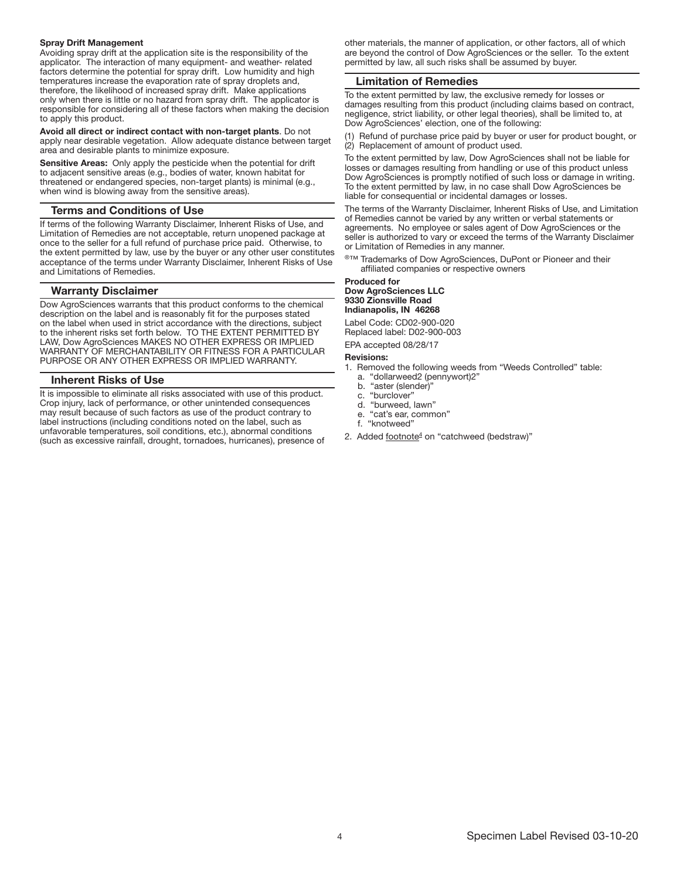**Spray Drift Management**

Avoiding spray drift at the application site is the responsibility of the applicator. The interaction of many equipment- and weather- related factors determine the potential for spray drift. Low humidity and high temperatures increase the evaporation rate of spray droplets and, therefore, the likelihood of increased spray drift. Make applications only when there is little or no hazard from spray drift. The applicator is responsible for considering all of these factors when making the decision to apply this product.

**Avoid all direct or indirect contact with non-target plants**. Do not apply near desirable vegetation. Allow adequate distance between target area and desirable plants to minimize exposure.

**Sensitive Areas:** Only apply the pesticide when the potential for drift to adjacent sensitive areas (e.g., bodies of water, known habitat for threatened or endangered species, non-target plants) is minimal (e.g., when wind is blowing away from the sensitive areas).

## Terms and Conditions of Use

If terms of the following Warranty Disclaimer, Inherent Risks of Use, and Limitation of Remedies are not acceptable, return unopened package at once to the seller for a full refund of purchase price paid. Otherwise, to the extent permitted by law, use by the buyer or any other user constitutes acceptance of the terms under Warranty Disclaimer, Inherent Risks of Use and Limitations of Remedies.

## Warranty Disclaimer

Dow AgroSciences warrants that this product conforms to the chemical description on the label and is reasonably fit for the purposes stated on the label when used in strict accordance with the directions, subject to the inherent risks set forth below. TO THE EXTENT PERMITTED BY LAW, Dow AgroSciences MAKES NO OTHER EXPRESS OR IMPLIED WARRANTY OF MERCHANTABILITY OR FITNESS FOR A PARTICULAR PURPOSE OR ANY OTHER EXPRESS OR IMPLIED WARRANTY.

## Inherent Risks of Use

It is impossible to eliminate all risks associated with use of this product. Crop injury, lack of performance, or other unintended consequences may result because of such factors as use of the product contrary to label instructions (including conditions noted on the label, such as unfavorable temperatures, soil conditions, etc.), abnormal conditions (such as excessive rainfall, drought, tornadoes, hurricanes), presence of other materials, the manner of application, or other factors, all of which are beyond the control of Dow AgroSciences or the seller. To the extent permitted by law, all such risks shall be assumed by buyer.

## Limitation of Remedies

To the extent permitted by law, the exclusive remedy for losses or damages resulting from this product (including claims based on contract, negligence, strict liability, or other legal theories), shall be limited to, at Dow AgroSciences' election, one of the following:

(1) Refund of purchase price paid by buyer or user for product bought, or
(2) Replacement of amount of product used.

To the extent permitted by law, Dow AgroSciences shall not be liable for losses or damages resulting from handling or use of this product unless Dow AgroSciences is promptly notified of such loss or damage in writing. To the extent permitted by law, in no case shall Dow AgroSciences be liable for consequential or incidental damages or losses.

The terms of the Warranty Disclaimer, Inherent Risks of Use, and Limitation of Remedies cannot be varied by any written or verbal statements or agreements. No employee or sales agent of Dow AgroSciences or the seller is authorized to vary or exceed the terms of the Warranty Disclaimer or Limitation of Remedies in any manner.

®™ Trademarks of Dow AgroSciences, DuPont or Pioneer and their affiliated companies or respective owners

**Produced for**
**Dow AgroSciences LLC**
**9330 Zionsville Road**
**Indianapolis, IN 46268**

Label Code: CD02-900-020
Replaced label: D02-900-003

EPA accepted 08/28/17

**Revisions:**

1. Removed the following weeds from "Weeds Controlled" table:
   a. "dollarweed2 (pennywort)2"
   b. "aster (slender)"
   c. "burclover"
   d. "burweed, lawn"
   e. "cat's ear, common"
   f. "knotweed"
2. Added footnote[4] on "catchweed (bedstraw)"